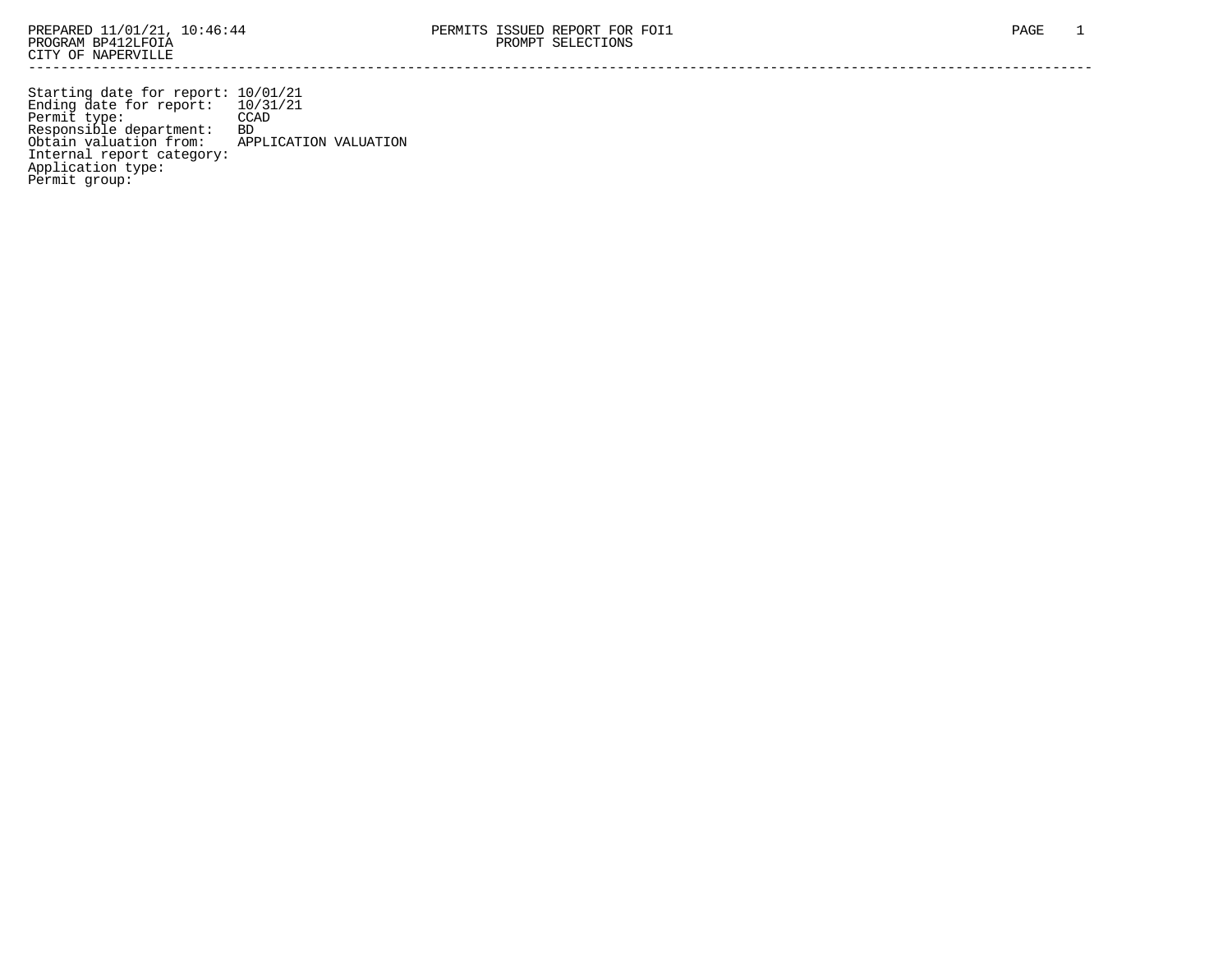PREPARED 11/01/21, 10:46:44
PROGRAM BP412LFOIA
CITY OF NAPERVILLE

PERMITS ISSUED REPORT FOR FOI1
PROMPT SELECTIONS

Starting date for report: 10/01/21
Ending date for report: 10/31/21
Permit type: CCAD
Responsible department: BD
Obtain valuation from: APPLICATION VALUATION
Internal report category:
Application type:
Permit group: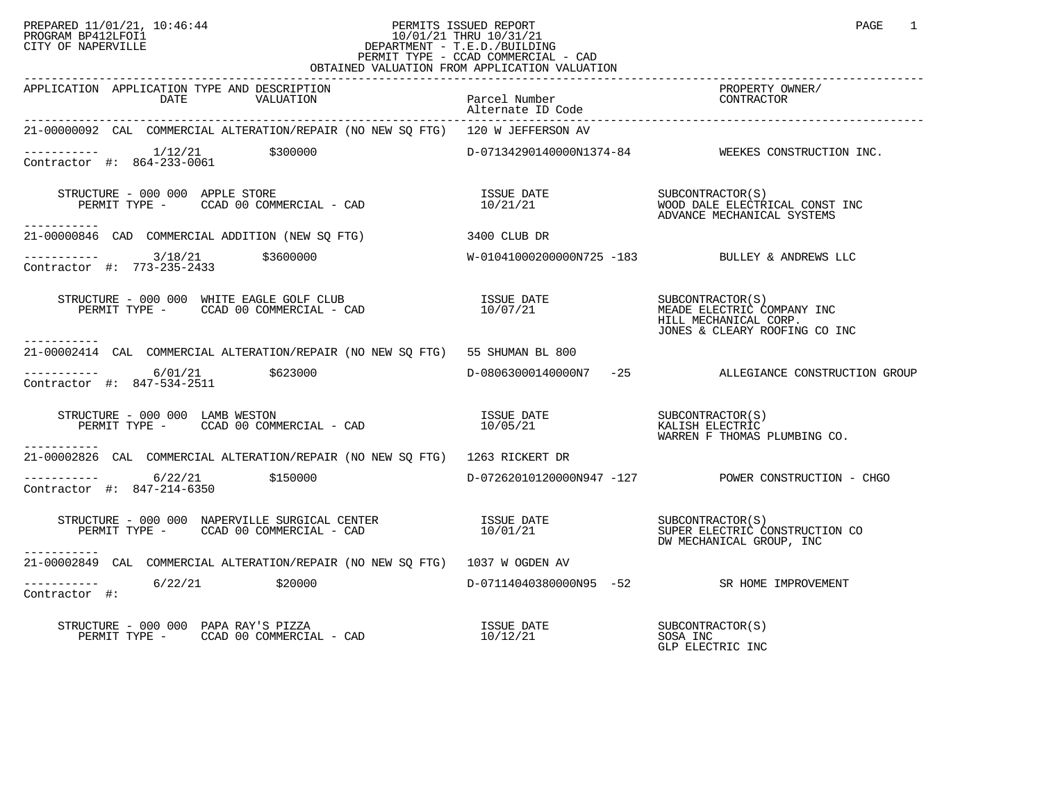PREPARED 11/01/21, 10:46:44
PROGRAM BP412LFOI1
CITY OF NAPERVILLE

PERMITS ISSUED REPORT
10/01/21 THRU 10/31/21
DEPARTMENT - T.E.D./BUILDING
PERMIT TYPE - CCAD COMMERCIAL - CAD
OBTAINED VALUATION FROM APPLICATION VALUATION

| APPLICATION | APPLICATION TYPE AND DESCRIPTION DATE / VALUATION | Parcel Number / Alternate ID Code | PROPERTY OWNER/ CONTRACTOR |
|---|---|---|---|
| 21-00000092 | CAL COMMERCIAL ALTERATION/REPAIR (NO NEW SQ FTG) 120 W JEFFERSON AV | | |
| ----------- Contractor #: 864-233-0061 | 1/12/21 $300000 | D-07134290140000N1374-84 | WEEKES CONSTRUCTION INC. |
| | STRUCTURE - 000 000 APPLE STORE / PERMIT TYPE - CCAD 00 COMMERCIAL - CAD | ISSUE DATE 10/21/21 | SUBCONTRACTOR(S) WOOD DALE ELECTRICAL CONST INC; ADVANCE MECHANICAL SYSTEMS |
| 21-00000846 | CAD COMMERCIAL ADDITION (NEW SQ FTG) 3400 CLUB DR | | |
| ----------- Contractor #: 773-235-2433 | 3/18/21 $3600000 | W-01041000200000N725 -183 | BULLEY & ANDREWS LLC |
| | STRUCTURE - 000 000 WHITE EAGLE GOLF CLUB / PERMIT TYPE - CCAD 00 COMMERCIAL - CAD | ISSUE DATE 10/07/21 | SUBCONTRACTOR(S) MEADE ELECTRIC COMPANY INC; HILL MECHANICAL CORP.; JONES & CLEARY ROOFING CO INC |
| 21-00002414 | CAL COMMERCIAL ALTERATION/REPAIR (NO NEW SQ FTG) 55 SHUMAN BL 800 | | |
| ----------- Contractor #: 847-534-2511 | 6/01/21 $623000 | D-08063000140000N7 -25 | ALLEGIANCE CONSTRUCTION GROUP |
| | STRUCTURE - 000 000 LAMB WESTON / PERMIT TYPE - CCAD 00 COMMERCIAL - CAD | ISSUE DATE 10/05/21 | SUBCONTRACTOR(S) KALISH ELECTRIC; WARREN F THOMAS PLUMBING CO. |
| 21-00002826 | CAL COMMERCIAL ALTERATION/REPAIR (NO NEW SQ FTG) 1263 RICKERT DR | | |
| ----------- Contractor #: 847-214-6350 | 6/22/21 $150000 | D-07262010120000N947 -127 | POWER CONSTRUCTION - CHGO |
| | STRUCTURE - 000 000 NAPERVILLE SURGICAL CENTER / PERMIT TYPE - CCAD 00 COMMERCIAL - CAD | ISSUE DATE 10/01/21 | SUBCONTRACTOR(S) SUPER ELECTRIC CONSTRUCTION CO; DW MECHANICAL GROUP, INC |
| 21-00002849 | CAL COMMERCIAL ALTERATION/REPAIR (NO NEW SQ FTG) 1037 W OGDEN AV | | |
| ----------- Contractor #: | 6/22/21 $20000 | D-07114040380000N95 -52 | SR HOME IMPROVEMENT |
| | STRUCTURE - 000 000 PAPA RAY'S PIZZA / PERMIT TYPE - CCAD 00 COMMERCIAL - CAD | ISSUE DATE 10/12/21 | SUBCONTRACTOR(S) SOSA INC; GLP ELECTRIC INC |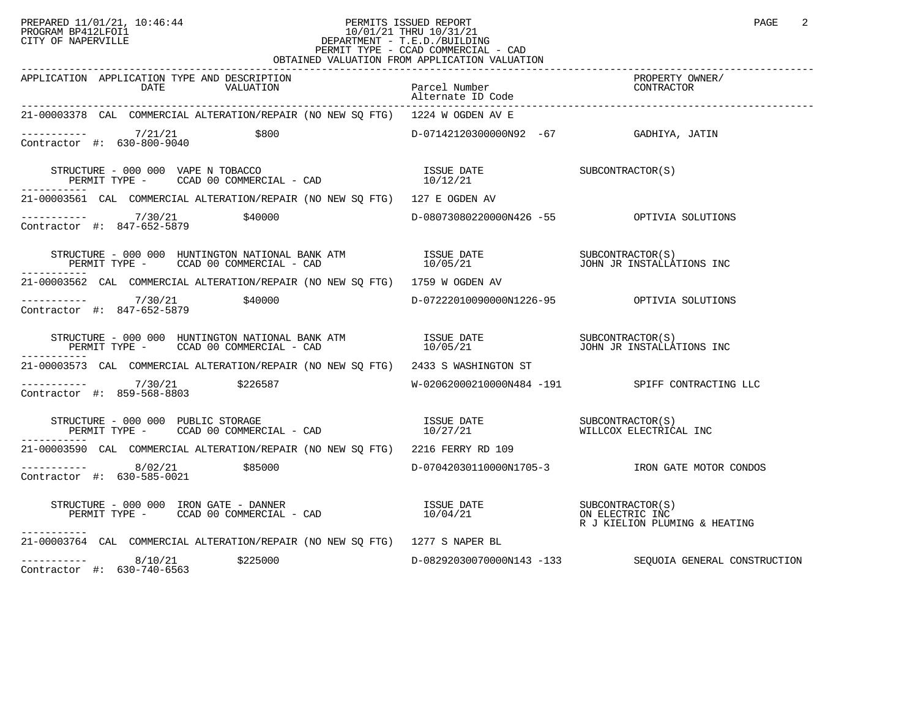PREPARED 11/01/21, 10:46:44 — PERMITS ISSUED REPORT
PROGRAM BP412LFOI1 — 10/01/21 THRU 10/31/21
CITY OF NAPERVILLE — DEPARTMENT - T.E.D./BUILDING
PERMIT TYPE - CCAD COMMERCIAL - CAD
OBTAINED VALUATION FROM APPLICATION VALUATION

| APPLICATION | APPLICATION TYPE AND DESCRIPTION / DATE / VALUATION | Parcel Number / Alternate ID Code | PROPERTY OWNER/ CONTRACTOR |
|---|---|---|---|

**21-00003378 CAL COMMERCIAL ALTERATION/REPAIR (NO NEW SQ FTG) 1224 W OGDEN AV E**

----------- 7/21/21 $800 D-07142120300000N92 -67 GADHIYA, JATIN
Contractor #: 630-800-9040

STRUCTURE - 000 000 VAPE N TOBACCO — ISSUE DATE 10/12/21 — SUBCONTRACTOR(S)
PERMIT TYPE - CCAD 00 COMMERCIAL - CAD

**21-00003561 CAL COMMERCIAL ALTERATION/REPAIR (NO NEW SQ FTG) 127 E OGDEN AV**

----------- 7/30/21 $40000 D-08073080220000N426 -55 OPTIVIA SOLUTIONS
Contractor #: 847-652-5879

STRUCTURE - 000 000 HUNTINGTON NATIONAL BANK ATM — ISSUE DATE 10/05/21 — SUBCONTRACTOR(S) JOHN JR INSTALLATIONS INC
PERMIT TYPE - CCAD 00 COMMERCIAL - CAD

**21-00003562 CAL COMMERCIAL ALTERATION/REPAIR (NO NEW SQ FTG) 1759 W OGDEN AV**

----------- 7/30/21 $40000 D-07222010090000N1226-95 OPTIVIA SOLUTIONS
Contractor #: 847-652-5879

STRUCTURE - 000 000 HUNTINGTON NATIONAL BANK ATM — ISSUE DATE 10/05/21 — SUBCONTRACTOR(S) JOHN JR INSTALLATIONS INC
PERMIT TYPE - CCAD 00 COMMERCIAL - CAD

**21-00003573 CAL COMMERCIAL ALTERATION/REPAIR (NO NEW SQ FTG) 2433 S WASHINGTON ST**

----------- 7/30/21 $226587 W-02062000210000N484 -191 SPIFF CONTRACTING LLC
Contractor #: 859-568-8803

STRUCTURE - 000 000 PUBLIC STORAGE — ISSUE DATE 10/27/21 — SUBCONTRACTOR(S) WILLCOX ELECTRICAL INC
PERMIT TYPE - CCAD 00 COMMERCIAL - CAD

**21-00003590 CAL COMMERCIAL ALTERATION/REPAIR (NO NEW SQ FTG) 2216 FERRY RD 109**

----------- 8/02/21 $85000 D-07042030110000N1705-3 IRON GATE MOTOR CONDOS
Contractor #: 630-585-0021

STRUCTURE - 000 000 IRON GATE - DANNER — ISSUE DATE 10/04/21 — SUBCONTRACTOR(S) ON ELECTRIC INC; R J KIELION PLUMING & HEATING
PERMIT TYPE - CCAD 00 COMMERCIAL - CAD

**21-00003764 CAL COMMERCIAL ALTERATION/REPAIR (NO NEW SQ FTG) 1277 S NAPER BL**

----------- 8/10/21 $225000 D-08292030070000N143 -133 SEQUOIA GENERAL CONSTRUCTION
Contractor #: 630-740-6563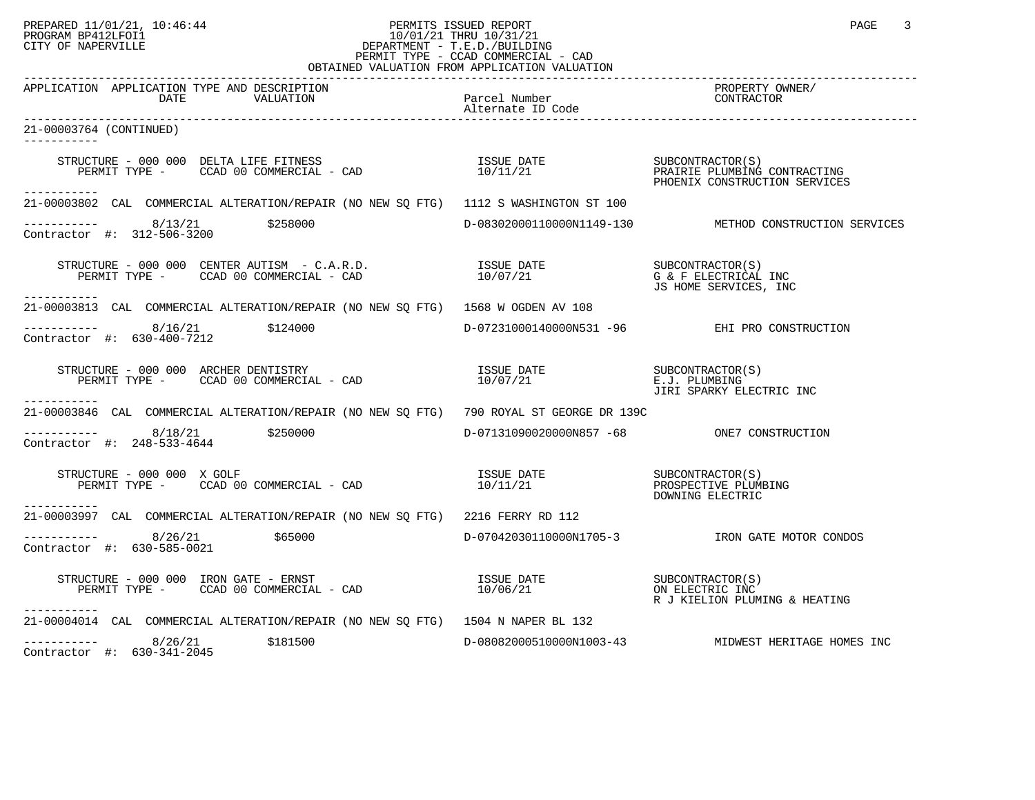PREPARED 11/01/21, 10:46:44
PROGRAM BP412LFOI1
CITY OF NAPERVILLE

PERMITS ISSUED REPORT
10/01/21 THRU 10/31/21
DEPARTMENT - T.E.D./BUILDING
PERMIT TYPE - CCAD COMMERCIAL - CAD
OBTAINED VALUATION FROM APPLICATION VALUATION

```
------------------------------------------------------------------------------------------------------------------------------------
APPLICATION  APPLICATION TYPE AND DESCRIPTION                                                           PROPERTY OWNER/
                DATE         VALUATION                  Parcel Number                                   CONTRACTOR
                                                        Alternate ID Code
------------------------------------------------------------------------------------------------------------------------------------
21-00003764 (CONTINUED)
-----------

     STRUCTURE - 000 000  DELTA LIFE FITNESS                    ISSUE DATE            SUBCONTRACTOR(S)
        PERMIT TYPE -      CCAD 00 COMMERCIAL - CAD             10/11/21              PRAIRIE PLUMBING CONTRACTING
                                                                                      PHOENIX CONSTRUCTION SERVICES
-----------
21-00003802  CAL  COMMERCIAL ALTERATION/REPAIR (NO NEW SQ FTG)  1112 S WASHINGTON ST 100

-----------       8/13/21         $258000                 D-08302000110000N1149-130          METHOD CONSTRUCTION SERVICES
Contractor #:  312-506-3200

     STRUCTURE - 000 000  CENTER AUTISM  - C.A.R.D.             ISSUE DATE            SUBCONTRACTOR(S)
        PERMIT TYPE -      CCAD 00 COMMERCIAL - CAD             10/07/21              G & F ELECTRICAL INC
                                                                                      JS HOME SERVICES, INC
-----------
21-00003813  CAL  COMMERCIAL ALTERATION/REPAIR (NO NEW SQ FTG)  1568 W OGDEN AV 108

-----------       8/16/21         $124000                 D-07231000140000N531 -96           EHI PRO CONSTRUCTION
Contractor #:  630-400-7212

     STRUCTURE - 000 000  ARCHER DENTISTRY                      ISSUE DATE            SUBCONTRACTOR(S)
        PERMIT TYPE -      CCAD 00 COMMERCIAL - CAD             10/07/21              E.J. PLUMBING
                                                                                      JIRI SPARKY ELECTRIC INC
-----------
21-00003846  CAL  COMMERCIAL ALTERATION/REPAIR (NO NEW SQ FTG)  790 ROYAL ST GEORGE DR 139C

-----------       8/18/21         $250000                 D-07131090020000N857 -68           ONE7 CONSTRUCTION
Contractor #:  248-533-4644

     STRUCTURE - 000 000  X GOLF                                ISSUE DATE            SUBCONTRACTOR(S)
        PERMIT TYPE -      CCAD 00 COMMERCIAL - CAD             10/11/21              PROSPECTIVE PLUMBING
                                                                                      DOWNING ELECTRIC
-----------
21-00003997  CAL  COMMERCIAL ALTERATION/REPAIR (NO NEW SQ FTG)  2216 FERRY RD 112

-----------       8/26/21         $65000                  D-07042030110000N1705-3            IRON GATE MOTOR CONDOS
Contractor #:  630-585-0021

     STRUCTURE - 000 000  IRON GATE - ERNST                     ISSUE DATE            SUBCONTRACTOR(S)
        PERMIT TYPE -      CCAD 00 COMMERCIAL - CAD             10/06/21              ON ELECTRIC INC
                                                                                      R J KIELION PLUMING & HEATING
-----------
21-00004014  CAL  COMMERCIAL ALTERATION/REPAIR (NO NEW SQ FTG)  1504 N NAPER BL 132

-----------       8/26/21         $181500                 D-08082000510000N1003-43           MIDWEST HERITAGE HOMES INC
Contractor #:  630-341-2045
```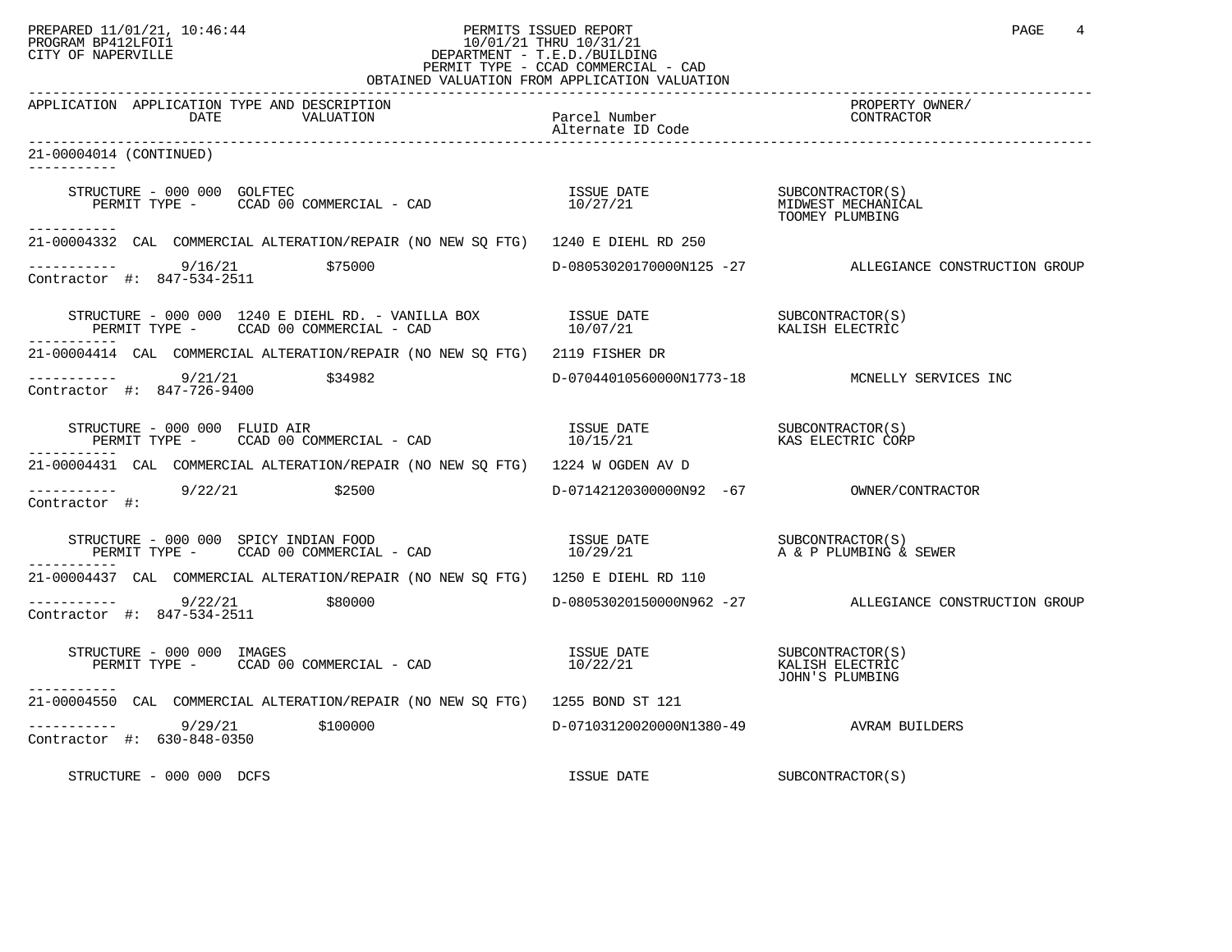PREPARED 11/01/21, 10:46:44 PERMITS ISSUED REPORT
PROGRAM BP412LFOI1 10/01/21 THRU 10/31/21
CITY OF NAPERVILLE DEPARTMENT - T.E.D./BUILDING
PERMIT TYPE - CCAD COMMERCIAL - CAD
OBTAINED VALUATION FROM APPLICATION VALUATION

| APPLICATION | APPLICATION TYPE AND DESCRIPTION DATE VALUATION | Parcel Number Alternate ID Code | PROPERTY OWNER/ CONTRACTOR |
|---|---|---|---|

21-00004014 (CONTINUED)

STRUCTURE - 000 000 GOLFTEC
PERMIT TYPE - CCAD 00 COMMERCIAL - CAD
ISSUE DATE 10/27/21
SUBCONTRACTOR(S): MIDWEST MECHANICAL, TOOMEY PLUMBING

---

21-00004332 CAL COMMERCIAL ALTERATION/REPAIR (NO NEW SQ FTG) 1240 E DIEHL RD 250
9/16/21 $75000 D-08053020170000N125 -27 ALLEGIANCE CONSTRUCTION GROUP
Contractor #: 847-534-2511

STRUCTURE - 000 000 1240 E DIEHL RD. - VANILLA BOX
PERMIT TYPE - CCAD 00 COMMERCIAL - CAD
ISSUE DATE 10/07/21
SUBCONTRACTOR(S): KALISH ELECTRIC

---

21-00004414 CAL COMMERCIAL ALTERATION/REPAIR (NO NEW SQ FTG) 2119 FISHER DR
9/21/21 $34982 D-07044010560000N1773-18 MCNELLY SERVICES INC
Contractor #: 847-726-9400

STRUCTURE - 000 000 FLUID AIR
PERMIT TYPE - CCAD 00 COMMERCIAL - CAD
ISSUE DATE 10/15/21
SUBCONTRACTOR(S): KAS ELECTRIC CORP

---

21-00004431 CAL COMMERCIAL ALTERATION/REPAIR (NO NEW SQ FTG) 1224 W OGDEN AV D
9/22/21 $2500 D-07142120300000N92 -67 OWNER/CONTRACTOR
Contractor #:

STRUCTURE - 000 000 SPICY INDIAN FOOD
PERMIT TYPE - CCAD 00 COMMERCIAL - CAD
ISSUE DATE 10/29/21
SUBCONTRACTOR(S): A & P PLUMBING & SEWER

---

21-00004437 CAL COMMERCIAL ALTERATION/REPAIR (NO NEW SQ FTG) 1250 E DIEHL RD 110
9/22/21 $80000 D-08053020150000N962 -27 ALLEGIANCE CONSTRUCTION GROUP
Contractor #: 847-534-2511

STRUCTURE - 000 000 IMAGES
PERMIT TYPE - CCAD 00 COMMERCIAL - CAD
ISSUE DATE 10/22/21
SUBCONTRACTOR(S): KALISH ELECTRIC, JOHN'S PLUMBING

---

21-00004550 CAL COMMERCIAL ALTERATION/REPAIR (NO NEW SQ FTG) 1255 BOND ST 121
9/29/21 $100000 D-07103120020000N1380-49 AVRAM BUILDERS
Contractor #: 630-848-0350

STRUCTURE - 000 000 DCFS
ISSUE DATE
SUBCONTRACTOR(S)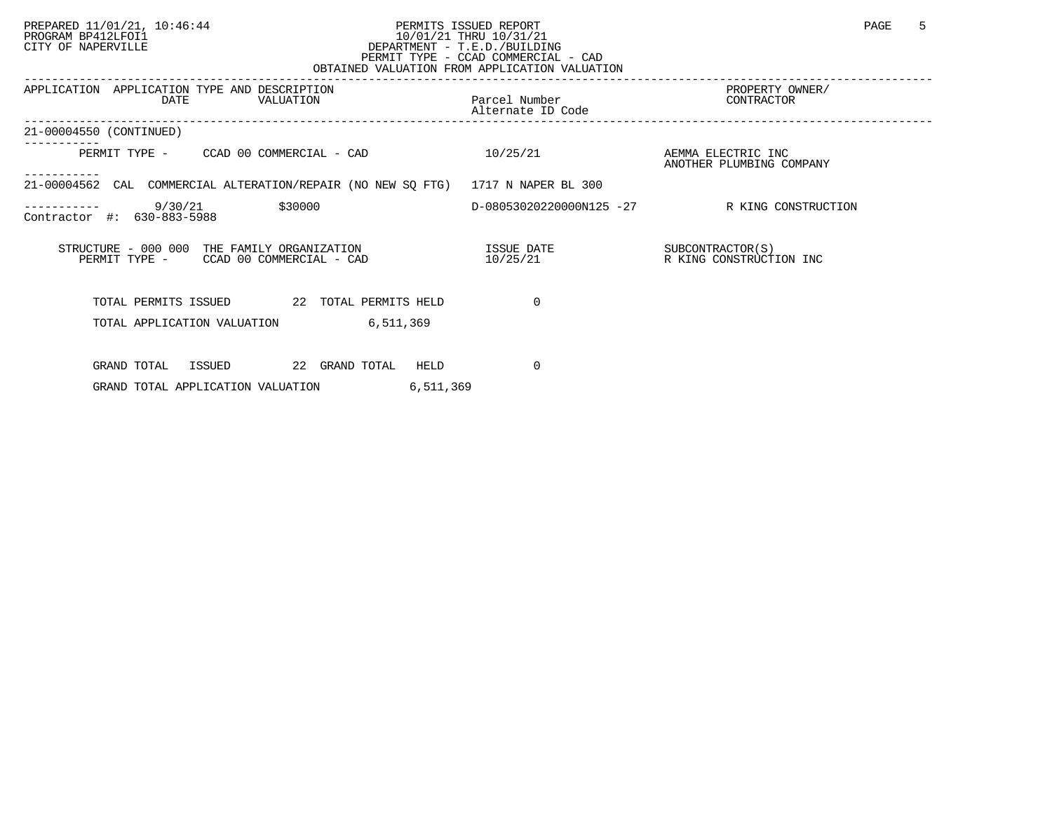PREPARED 11/01/21, 10:46:44
PROGRAM BP412LFOI1
CITY OF NAPERVILLE

PERMITS ISSUED REPORT
10/01/21 THRU 10/31/21
DEPARTMENT - T.E.D./BUILDING
PERMIT TYPE - CCAD COMMERCIAL - CAD
OBTAINED VALUATION FROM APPLICATION VALUATION

| APPLICATION | APPLICATION TYPE AND DESCRIPTION DATE VALUATION | Parcel Number Alternate ID Code | PROPERTY OWNER/ CONTRACTOR |
|---|---|---|---|
| 21-00004550 (CONTINUED) | | | |
| | PERMIT TYPE - CCAD 00 COMMERCIAL - CAD | 10/25/21 | AEMMA ELECTRIC INC<br>ANOTHER PLUMBING COMPANY |
| 21-00004562 | CAL COMMERCIAL ALTERATION/REPAIR (NO NEW SQ FTG) | 1717 N NAPER BL 300 | |
| | 9/30/21 $30000 | D-08053020220000N125 -27 | R KING CONSTRUCTION |
| Contractor #: 630-883-5988 | | | |
| | STRUCTURE - 000 000 THE FAMILY ORGANIZATION | ISSUE DATE | SUBCONTRACTOR(S) |
| | PERMIT TYPE - CCAD 00 COMMERCIAL - CAD | 10/25/21 | R KING CONSTRUCTION INC |

TOTAL PERMITS ISSUED 22 TOTAL PERMITS HELD 0

TOTAL APPLICATION VALUATION 6,511,369

GRAND TOTAL ISSUED 22 GRAND TOTAL HELD 0

GRAND TOTAL APPLICATION VALUATION 6,511,369